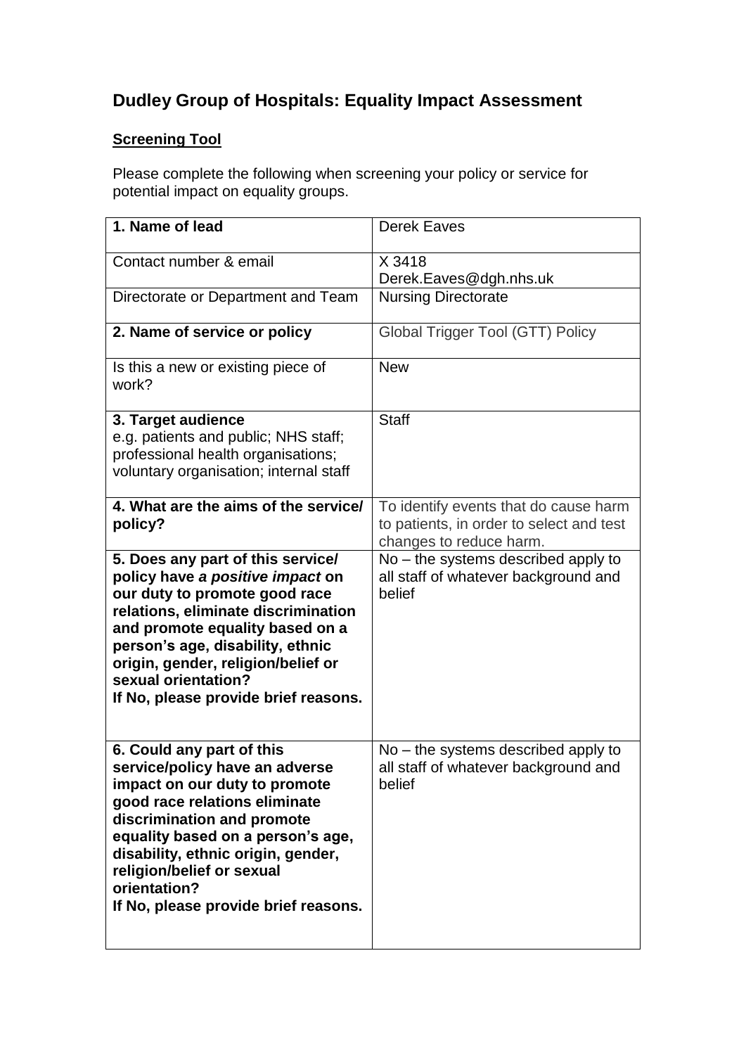# Dudley Group of Hospitals: Equality Impact Assessment

## Screening Tool

Please complete the following when screening your policy or service for potential impact on equality groups.

| | |
|---|---|
| **1. Name of lead** | Derek Eaves |
| Contact number & email | X 3418<br>Derek.Eaves@dgh.nhs.uk |
| Directorate or Department and Team | Nursing Directorate |
| **2. Name of service or policy** | Global Trigger Tool (GTT) Policy |
| Is this a new or existing piece of work? | New |
| **3. Target audience**<br>e.g. patients and public; NHS staff; professional health organisations; voluntary organisation; internal staff | Staff |
| **4. What are the aims of the service/ policy?** | To identify events that do cause harm to patients, in order to select and test changes to reduce harm. |
| **5. Does any part of this service/ policy have *a positive impact* on our duty to promote good race relations, eliminate discrimination and promote equality based on a person's age, disability, ethnic origin, gender, religion/belief or sexual orientation?**<br>**If No, please provide brief reasons.** | No – the systems described apply to all staff of whatever background and belief |
| **6. Could any part of this service/policy have an adverse impact on our duty to promote good race relations eliminate discrimination and promote equality based on a person's age, disability, ethnic origin, gender, religion/belief or sexual orientation?**<br>**If No, please provide brief reasons.** | No – the systems described apply to all staff of whatever background and belief |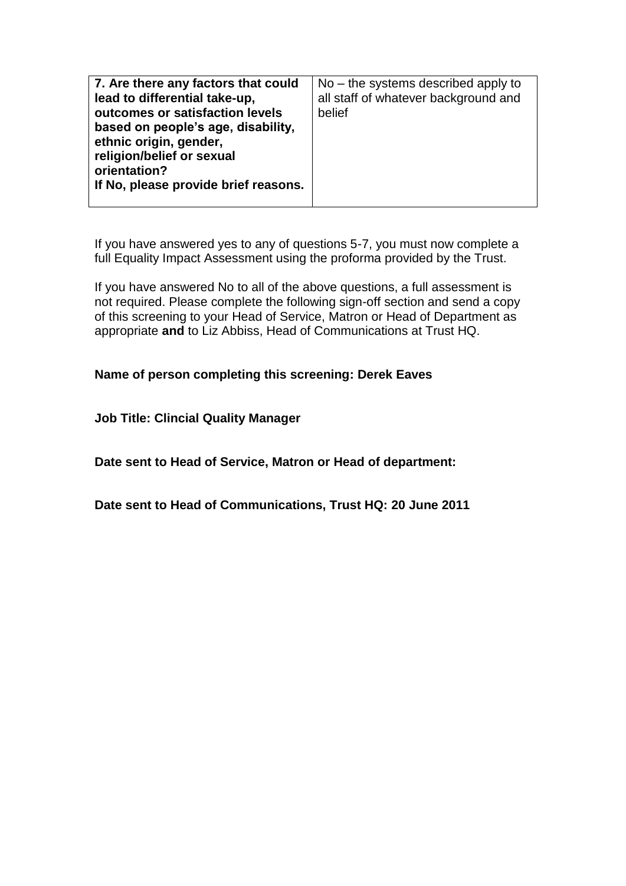| | |
|---|---|
| **7. Are there any factors that could lead to differential take-up, outcomes or satisfaction levels based on people's age, disability, ethnic origin, gender, religion/belief or sexual orientation?**<br>**If No, please provide brief reasons.** | No – the systems described apply to all staff of whatever background and belief |

If you have answered yes to any of questions 5-7, you must now complete a full Equality Impact Assessment using the proforma provided by the Trust.

If you have answered No to all of the above questions, a full assessment is not required. Please complete the following sign-off section and send a copy of this screening to your Head of Service, Matron or Head of Department as appropriate **and** to Liz Abbiss, Head of Communications at Trust HQ.

**Name of person completing this screening: Derek Eaves**

**Job Title: Clincial Quality Manager**

**Date sent to Head of Service, Matron or Head of department:**

**Date sent to Head of Communications, Trust HQ: 20 June 2011**